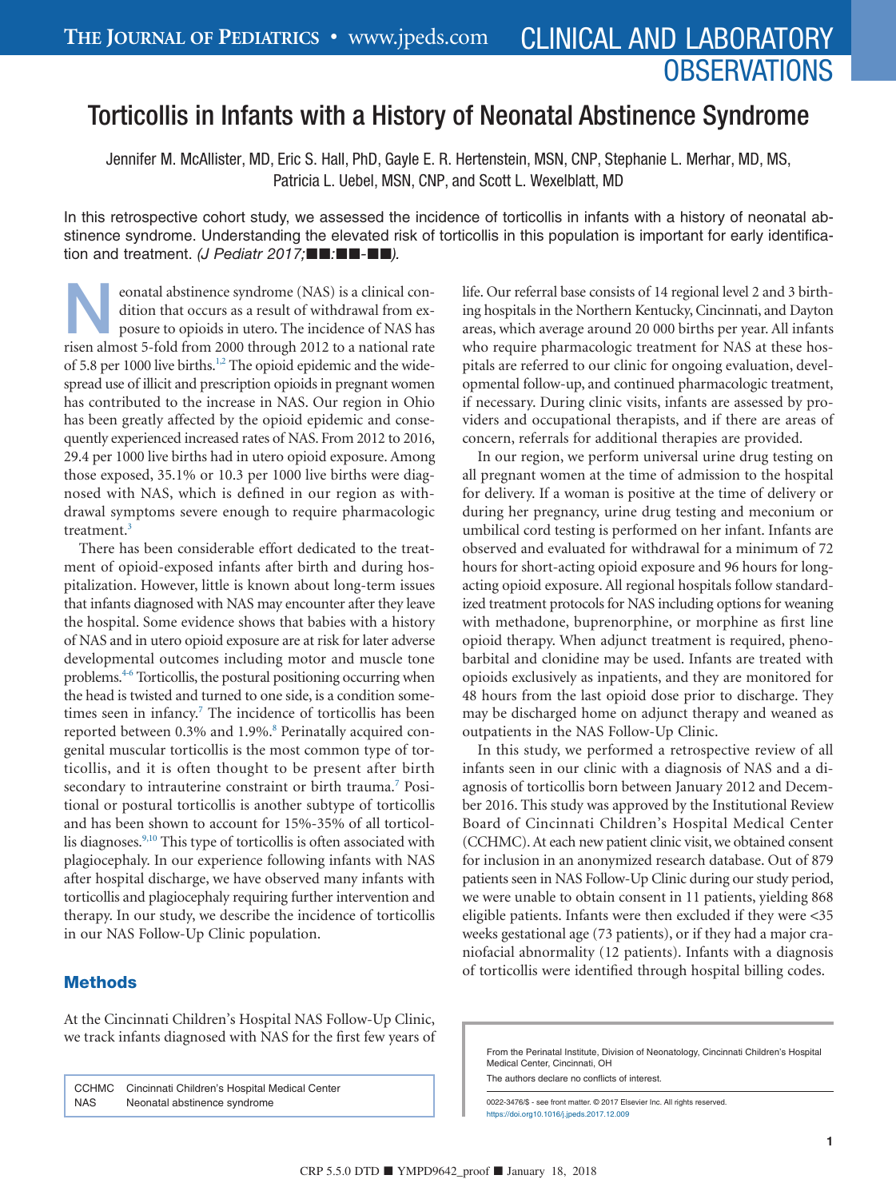# Torticollis in Infants with a History of Neonatal Abstinence Syndrome

Jennifer M. McAllister, MD, Eric S. Hall, PhD, Gayle E. R. Hertenstein, MSN, CNP, Stephanie L. Merhar, MD, MS, Patricia L. Uebel, MSN, CNP, and Scott L. Wexelblatt, MD

In this retrospective cohort study, we assessed the incidence of torticollis in infants with a history of neonatal abstinence syndrome. Understanding the elevated risk of torticollis in this population is important for early identification and treatment. *(J Pediatr 2017;■■:■■-■■).*

Neonatal abstinence syndrome (NAS) is a clinical condition that occurs as a result of withdrawal from exposure to opioids in utero. The incidence of NAS has risen almost 5-fold from 2000 through 2012 to a national rate of 5.8 per 1000 live births.[1,2] The opioid epidemic and the widespread use of illicit and prescription opioids in pregnant women has contributed to the increase in NAS. Our region in Ohio has been greatly affected by the opioid epidemic and consequently experienced increased rates of NAS. From 2012 to 2016, 29.4 per 1000 live births had in utero opioid exposure. Among those exposed, 35.1% or 10.3 per 1000 live births were diagnosed with NAS, which is defined in our region as withdrawal symptoms severe enough to require pharmacologic treatment.[3]

There has been considerable effort dedicated to the treatment of opioid-exposed infants after birth and during hospitalization. However, little is known about long-term issues that infants diagnosed with NAS may encounter after they leave the hospital. Some evidence shows that babies with a history of NAS and in utero opioid exposure are at risk for later adverse developmental outcomes including motor and muscle tone problems.[4-6] Torticollis, the postural positioning occurring when the head is twisted and turned to one side, is a condition sometimes seen in infancy.[7] The incidence of torticollis has been reported between 0.3% and 1.9%.[8] Perinatally acquired congenital muscular torticollis is the most common type of torticollis, and it is often thought to be present after birth secondary to intrauterine constraint or birth trauma.[7] Positional or postural torticollis is another subtype of torticollis and has been shown to account for 15%-35% of all torticollis diagnoses.[9,10] This type of torticollis is often associated with plagiocephaly. In our experience following infants with NAS after hospital discharge, we have observed many infants with torticollis and plagiocephaly requiring further intervention and therapy. In our study, we describe the incidence of torticollis in our NAS Follow-Up Clinic population.

## Methods

At the Cincinnati Children's Hospital NAS Follow-Up Clinic, we track infants diagnosed with NAS for the first few years of life. Our referral base consists of 14 regional level 2 and 3 birthing hospitals in the Northern Kentucky, Cincinnati, and Dayton areas, which average around 20 000 births per year. All infants who require pharmacologic treatment for NAS at these hospitals are referred to our clinic for ongoing evaluation, developmental follow-up, and continued pharmacologic treatment, if necessary. During clinic visits, infants are assessed by providers and occupational therapists, and if there are areas of concern, referrals for additional therapies are provided.

In our region, we perform universal urine drug testing on all pregnant women at the time of admission to the hospital for delivery. If a woman is positive at the time of delivery or during her pregnancy, urine drug testing and meconium or umbilical cord testing is performed on her infant. Infants are observed and evaluated for withdrawal for a minimum of 72 hours for short-acting opioid exposure and 96 hours for long-acting opioid exposure. All regional hospitals follow standardized treatment protocols for NAS including options for weaning with methadone, buprenorphine, or morphine as first line opioid therapy. When adjunct treatment is required, phenobarbital and clonidine may be used. Infants are treated with opioids exclusively as inpatients, and they are monitored for 48 hours from the last opioid dose prior to discharge. They may be discharged home on adjunct therapy and weaned as outpatients in the NAS Follow-Up Clinic.

In this study, we performed a retrospective review of all infants seen in our clinic with a diagnosis of NAS and a diagnosis of torticollis born between January 2012 and December 2016. This study was approved by the Institutional Review Board of Cincinnati Children's Hospital Medical Center (CCHMC). At each new patient clinic visit, we obtained consent for inclusion in an anonymized research database. Out of 879 patients seen in NAS Follow-Up Clinic during our study period, we were unable to obtain consent in 11 patients, yielding 868 eligible patients. Infants were then excluded if they were <35 weeks gestational age (73 patients), or if they had a major craniofacial abnormality (12 patients). Infants with a diagnosis of torticollis were identified through hospital billing codes.

| | |
|---|---|
| CCHMC | Cincinnati Children's Hospital Medical Center |
| NAS | Neonatal abstinence syndrome |

From the Perinatal Institute, Division of Neonatology, Cincinnati Children's Hospital Medical Center, Cincinnati, OH

The authors declare no conflicts of interest.

0022-3476/$ - see front matter. © 2017 Elsevier Inc. All rights reserved.
https://doi.org10.1016/j.jpeds.2017.12.009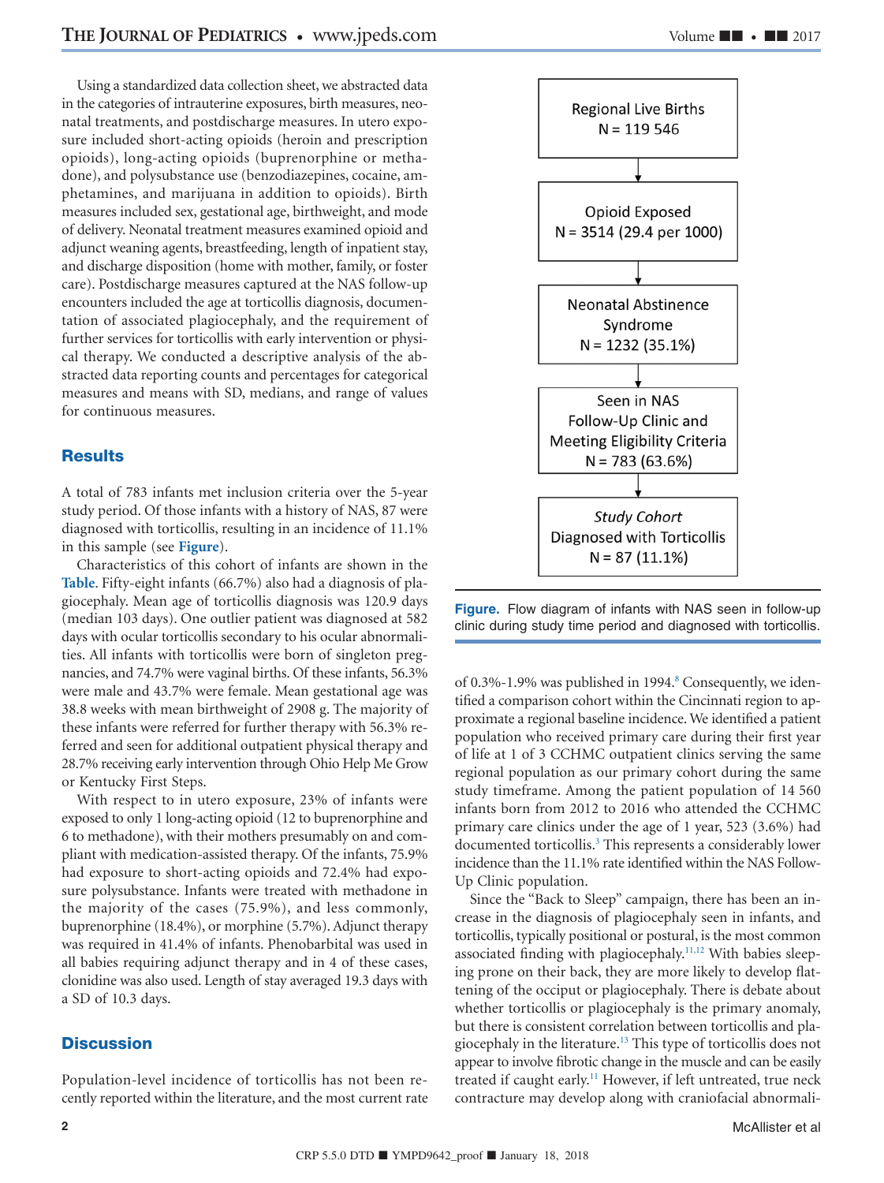Using a standardized data collection sheet, we abstracted data in the categories of intrauterine exposures, birth measures, neonatal treatments, and postdischarge measures. In utero exposure included short-acting opioids (heroin and prescription opioids), long-acting opioids (buprenorphine or methadone), and polysubstance use (benzodiazepines, cocaine, amphetamines, and marijuana in addition to opioids). Birth measures included sex, gestational age, birthweight, and mode of delivery. Neonatal treatment measures examined opioid and adjunct weaning agents, breastfeeding, length of inpatient stay, and discharge disposition (home with mother, family, or foster care). Postdischarge measures captured at the NAS follow-up encounters included the age at torticollis diagnosis, documentation of associated plagiocephaly, and the requirement of further services for torticollis with early intervention or physical therapy. We conducted a descriptive analysis of the abstracted data reporting counts and percentages for categorical measures and means with SD, medians, and range of values for continuous measures.

## Results

A total of 783 infants met inclusion criteria over the 5-year study period. Of those infants with a history of NAS, 87 were diagnosed with torticollis, resulting in an incidence of 11.1% in this sample (see **Figure**).

Characteristics of this cohort of infants are shown in the **Table**. Fifty-eight infants (66.7%) also had a diagnosis of plagiocephaly. Mean age of torticollis diagnosis was 120.9 days (median 103 days). One outlier patient was diagnosed at 582 days with ocular torticollis secondary to his ocular abnormalities. All infants with torticollis were born of singleton pregnancies, and 74.7% were vaginal births. Of these infants, 56.3% were male and 43.7% were female. Mean gestational age was 38.8 weeks with mean birthweight of 2908 g. The majority of these infants were referred for further therapy with 56.3% referred and seen for additional outpatient physical therapy and 28.7% receiving early intervention through Ohio Help Me Grow or Kentucky First Steps.

With respect to in utero exposure, 23% of infants were exposed to only 1 long-acting opioid (12 to buprenorphine and 6 to methadone), with their mothers presumably on and compliant with medication-assisted therapy. Of the infants, 75.9% had exposure to short-acting opioids and 72.4% had exposure polysubstance. Infants were treated with methadone in the majority of the cases (75.9%), and less commonly, buprenorphine (18.4%), or morphine (5.7%). Adjunct therapy was required in 41.4% of infants. Phenobarbital was used in all babies requiring adjunct therapy and in 4 of these cases, clonidine was also used. Length of stay averaged 19.3 days with a SD of 10.3 days.

## Discussion

Population-level incidence of torticollis has not been recently reported within the literature, and the most current rate of 0.3%-1.9% was published in 1994.[8] Consequently, we identified a comparison cohort within the Cincinnati region to approximate a regional baseline incidence. We identified a patient population who received primary care during their first year of life at 1 of 3 CCHMC outpatient clinics serving the same regional population as our primary cohort during the same study timeframe. Among the patient population of 14 560 infants born from 2012 to 2016 who attended the CCHMC primary care clinics under the age of 1 year, 523 (3.6%) had documented torticollis.[3] This represents a considerably lower incidence than the 11.1% rate identified within the NAS Follow-Up Clinic population.

Since the "Back to Sleep" campaign, there has been an increase in the diagnosis of plagiocephaly seen in infants, and torticollis, typically positional or postural, is the most common associated finding with plagiocephaly.[11,12] With babies sleeping prone on their back, they are more likely to develop flattening of the occiput or plagiocephaly. There is debate about whether torticollis or plagiocephaly is the primary anomaly, but there is consistent correlation between torticollis and plagiocephaly in the literature.[13] This type of torticollis does not appear to involve fibrotic change in the muscle and can be easily treated if caught early.[11] However, if left untreated, true neck contracture may develop along with craniofacial abnormali-

Regional Live Births
N = 119 546
↓
Opioid Exposed
N = 3514 (29.4 per 1000)
↓
Neonatal Abstinence Syndrome
N = 1232 (35.1%)
↓
Seen in NAS Follow-Up Clinic and Meeting Eligibility Criteria
N = 783 (63.6%)
↓
*Study Cohort*
Diagnosed with Torticollis
N = 87 (11.1%)

**Figure.** Flow diagram of infants with NAS seen in follow-up clinic during study time period and diagnosed with torticollis.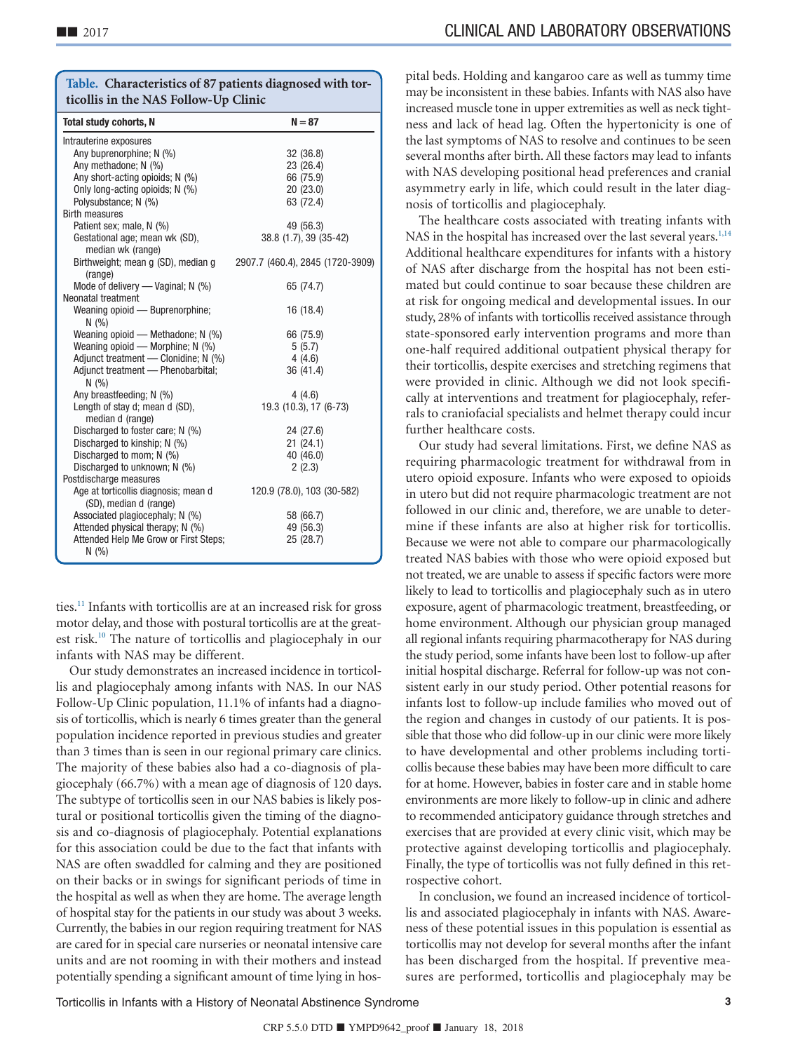**Table. Characteristics of 87 patients diagnosed with torticollis in the NAS Follow-Up Clinic**

| Total study cohorts, N | N = 87 |
|---|---|
| Intrauterine exposures | |
| Any buprenorphine; N (%) | 32 (36.8) |
| Any methadone; N (%) | 23 (26.4) |
| Any short-acting opioids; N (%) | 66 (75.9) |
| Only long-acting opioids; N (%) | 20 (23.0) |
| Polysubstance; N (%) | 63 (72.4) |
| Birth measures | |
| Patient sex; male, N (%) | 49 (56.3) |
| Gestational age; mean wk (SD), median wk (range) | 38.8 (1.7), 39 (35-42) |
| Birthweight; mean g (SD), median g (range) | 2907.7 (460.4), 2845 (1720-3909) |
| Mode of delivery — Vaginal; N (%) | 65 (74.7) |
| Neonatal treatment | |
| Weaning opioid — Buprenorphine; N (%) | 16 (18.4) |
| Weaning opioid — Methadone; N (%) | 66 (75.9) |
| Weaning opioid — Morphine; N (%) | 5 (5.7) |
| Adjunct treatment — Clonidine; N (%) | 4 (4.6) |
| Adjunct treatment — Phenobarbital; N (%) | 36 (41.4) |
| Any breastfeeding; N (%) | 4 (4.6) |
| Length of stay d; mean d (SD), median d (range) | 19.3 (10.3), 17 (6-73) |
| Discharged to foster care; N (%) | 24 (27.6) |
| Discharged to kinship; N (%) | 21 (24.1) |
| Discharged to mom; N (%) | 40 (46.0) |
| Discharged to unknown; N (%) | 2 (2.3) |
| Postdischarge measures | |
| Age at torticollis diagnosis; mean d (SD), median d (range) | 120.9 (78.0), 103 (30-582) |
| Associated plagiocephaly; N (%) | 58 (66.7) |
| Attended physical therapy; N (%) | 49 (56.3) |
| Attended Help Me Grow or First Steps; N (%) | 25 (28.7) |

ties.[11] Infants with torticollis are at an increased risk for gross motor delay, and those with postural torticollis are at the greatest risk.[10] The nature of torticollis and plagiocephaly in our infants with NAS may be different.

Our study demonstrates an increased incidence in torticollis and plagiocephaly among infants with NAS. In our NAS Follow-Up Clinic population, 11.1% of infants had a diagnosis of torticollis, which is nearly 6 times greater than the general population incidence reported in previous studies and greater than 3 times than is seen in our regional primary care clinics. The majority of these babies also had a co-diagnosis of plagiocephaly (66.7%) with a mean age of diagnosis of 120 days. The subtype of torticollis seen in our NAS babies is likely postural or positional torticollis given the timing of the diagnosis and co-diagnosis of plagiocephaly. Potential explanations for this association could be due to the fact that infants with NAS are often swaddled for calming and they are positioned on their backs or in swings for significant periods of time in the hospital as well as when they are home. The average length of hospital stay for the patients in our study was about 3 weeks. Currently, the babies in our region requiring treatment for NAS are cared for in special care nurseries or neonatal intensive care units and are not rooming in with their mothers and instead potentially spending a significant amount of time lying in hospital beds. Holding and kangaroo care as well as tummy time may be inconsistent in these babies. Infants with NAS also have increased muscle tone in upper extremities as well as neck tightness and lack of head lag. Often the hypertonicity is one of the last symptoms of NAS to resolve and continues to be seen several months after birth. All these factors may lead to infants with NAS developing positional head preferences and cranial asymmetry early in life, which could result in the later diagnosis of torticollis and plagiocephaly.

The healthcare costs associated with treating infants with NAS in the hospital has increased over the last several years.[1,14] Additional healthcare expenditures for infants with a history of NAS after discharge from the hospital has not been estimated but could continue to soar because these children are at risk for ongoing medical and developmental issues. In our study, 28% of infants with torticollis received assistance through state-sponsored early intervention programs and more than one-half required additional outpatient physical therapy for their torticollis, despite exercises and stretching regimens that were provided in clinic. Although we did not look specifically at interventions and treatment for plagiocephaly, referrals to craniofacial specialists and helmet therapy could incur further healthcare costs.

Our study had several limitations. First, we define NAS as requiring pharmacologic treatment for withdrawal from in utero opioid exposure. Infants who were exposed to opioids in utero but did not require pharmacologic treatment are not followed in our clinic and, therefore, we are unable to determine if these infants are also at higher risk for torticollis. Because we were not able to compare our pharmacologically treated NAS babies with those who were opioid exposed but not treated, we are unable to assess if specific factors were more likely to lead to torticollis and plagiocephaly such as in utero exposure, agent of pharmacologic treatment, breastfeeding, or home environment. Although our physician group managed all regional infants requiring pharmacotherapy for NAS during the study period, some infants have been lost to follow-up after initial hospital discharge. Referral for follow-up was not consistent early in our study period. Other potential reasons for infants lost to follow-up include families who moved out of the region and changes in custody of our patients. It is possible that those who did follow-up in our clinic were more likely to have developmental and other problems including torticollis because these babies may have been more difficult to care for at home. However, babies in foster care and in stable home environments are more likely to follow-up in clinic and adhere to recommended anticipatory guidance through stretches and exercises that are provided at every clinic visit, which may be protective against developing torticollis and plagiocephaly. Finally, the type of torticollis was not fully defined in this retrospective cohort.

In conclusion, we found an increased incidence of torticollis and associated plagiocephaly in infants with NAS. Awareness of these potential issues in this population is essential as torticollis may not develop for several months after the infant has been discharged from the hospital. If preventive measures are performed, torticollis and plagiocephaly may be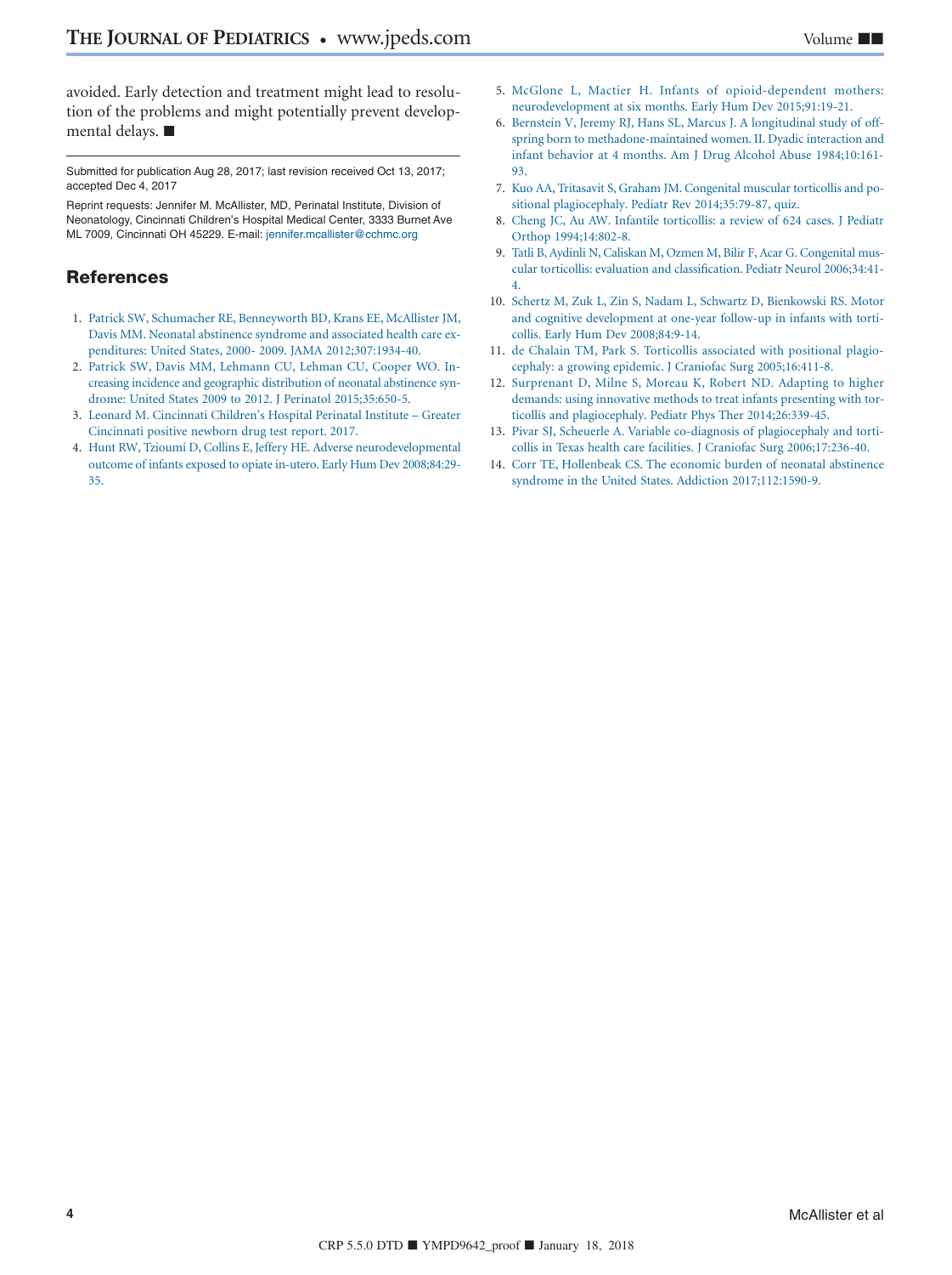avoided. Early detection and treatment might lead to resolution of the problems and might potentially prevent developmental delays. ■

Submitted for publication Aug 28, 2017; last revision received Oct 13, 2017; accepted Dec 4, 2017

Reprint requests: Jennifer M. McAllister, MD, Perinatal Institute, Division of Neonatology, Cincinnati Children's Hospital Medical Center, 3333 Burnet Ave ML 7009, Cincinnati OH 45229. E-mail: jennifer.mcallister@cchmc.org

## References

1. Patrick SW, Schumacher RE, Benneyworth BD, Krans EE, McAllister JM, Davis MM. Neonatal abstinence syndrome and associated health care expenditures: United States, 2000- 2009. JAMA 2012;307:1934-40.
2. Patrick SW, Davis MM, Lehmann CU, Lehman CU, Cooper WO. Increasing incidence and geographic distribution of neonatal abstinence syndrome: United States 2009 to 2012. J Perinatol 2015;35:650-5.
3. Leonard M. Cincinnati Children's Hospital Perinatal Institute – Greater Cincinnati positive newborn drug test report. 2017.
4. Hunt RW, Tzioumi D, Collins E, Jeffery HE. Adverse neurodevelopmental outcome of infants exposed to opiate in-utero. Early Hum Dev 2008;84:29-35.
5. McGlone L, Mactier H. Infants of opioid-dependent mothers: neurodevelopment at six months. Early Hum Dev 2015;91:19-21.
6. Bernstein V, Jeremy RJ, Hans SL, Marcus J. A longitudinal study of offspring born to methadone-maintained women. II. Dyadic interaction and infant behavior at 4 months. Am J Drug Alcohol Abuse 1984;10:161-93.
7. Kuo AA, Tritasavit S, Graham JM. Congenital muscular torticollis and positional plagiocephaly. Pediatr Rev 2014;35:79-87, quiz.
8. Cheng JC, Au AW. Infantile torticollis: a review of 624 cases. J Pediatr Orthop 1994;14:802-8.
9. Tatli B, Aydinli N, Caliskan M, Ozmen M, Bilir F, Acar G. Congenital muscular torticollis: evaluation and classification. Pediatr Neurol 2006;34:41-4.
10. Schertz M, Zuk L, Zin S, Nadam L, Schwartz D, Bienkowski RS. Motor and cognitive development at one-year follow-up in infants with torticollis. Early Hum Dev 2008;84:9-14.
11. de Chalain TM, Park S. Torticollis associated with positional plagiocephaly: a growing epidemic. J Craniofac Surg 2005;16:411-8.
12. Surprenant D, Milne S, Moreau K, Robert ND. Adapting to higher demands: using innovative methods to treat infants presenting with torticollis and plagiocephaly. Pediatr Phys Ther 2014;26:339-45.
13. Pivar SJ, Scheuerle A. Variable co-diagnosis of plagiocephaly and torticollis in Texas health care facilities. J Craniofac Surg 2006;17:236-40.
14. Corr TE, Hollenbeak CS. The economic burden of neonatal abstinence syndrome in the United States. Addiction 2017;112:1590-9.